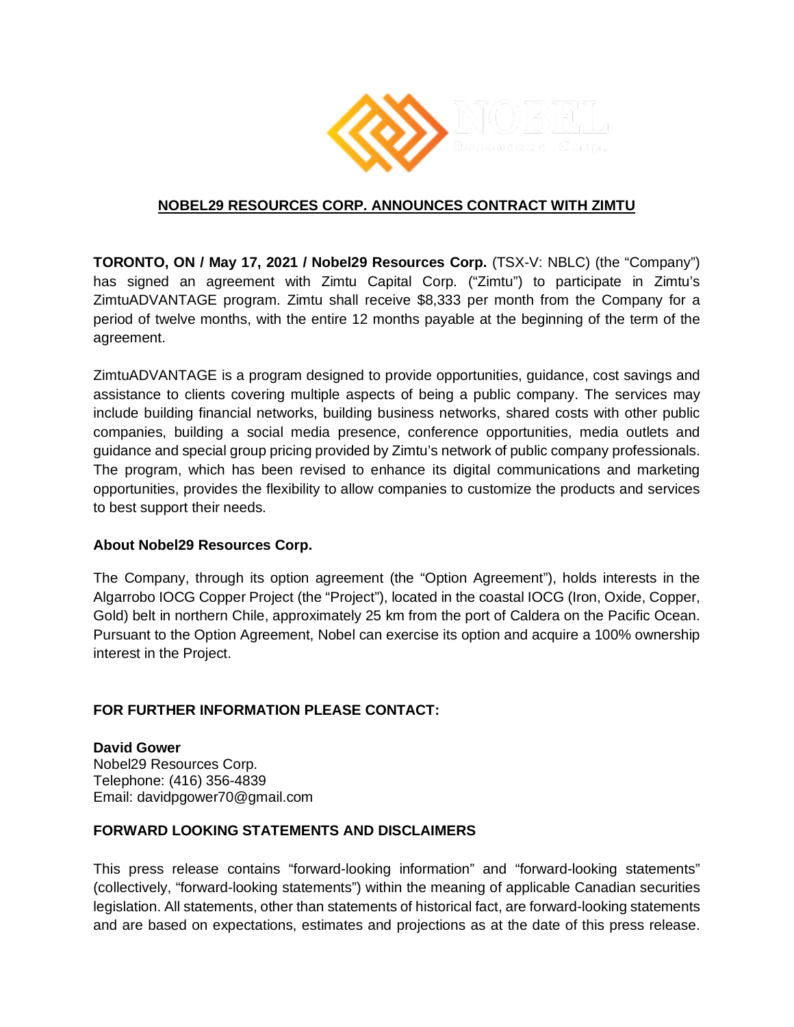NOBEL Resources Corp.

## NOBEL29 RESOURCES CORP. ANNOUNCES CONTRACT WITH ZIMTU

**TORONTO, ON / May 17, 2021 / Nobel29 Resources Corp.** (TSX-V: NBLC) (the "Company") has signed an agreement with Zimtu Capital Corp. ("Zimtu") to participate in Zimtu's ZimtuADVANTAGE program. Zimtu shall receive $8,333 per month from the Company for a period of twelve months, with the entire 12 months payable at the beginning of the term of the agreement.

ZimtuADVANTAGE is a program designed to provide opportunities, guidance, cost savings and assistance to clients covering multiple aspects of being a public company. The services may include building financial networks, building business networks, shared costs with other public companies, building a social media presence, conference opportunities, media outlets and guidance and special group pricing provided by Zimtu's network of public company professionals. The program, which has been revised to enhance its digital communications and marketing opportunities, provides the flexibility to allow companies to customize the products and services to best support their needs.

### About Nobel29 Resources Corp.

The Company, through its option agreement (the "Option Agreement"), holds interests in the Algarrobo IOCG Copper Project (the "Project"), located in the coastal IOCG (Iron, Oxide, Copper, Gold) belt in northern Chile, approximately 25 km from the port of Caldera on the Pacific Ocean. Pursuant to the Option Agreement, Nobel can exercise its option and acquire a 100% ownership interest in the Project.

### FOR FURTHER INFORMATION PLEASE CONTACT:

**David Gower**
Nobel29 Resources Corp.
Telephone: (416) 356-4839
Email: davidpgower70@gmail.com

### FORWARD LOOKING STATEMENTS AND DISCLAIMERS

This press release contains "forward-looking information" and "forward-looking statements" (collectively, "forward-looking statements") within the meaning of applicable Canadian securities legislation. All statements, other than statements of historical fact, are forward-looking statements and are based on expectations, estimates and projections as at the date of this press release.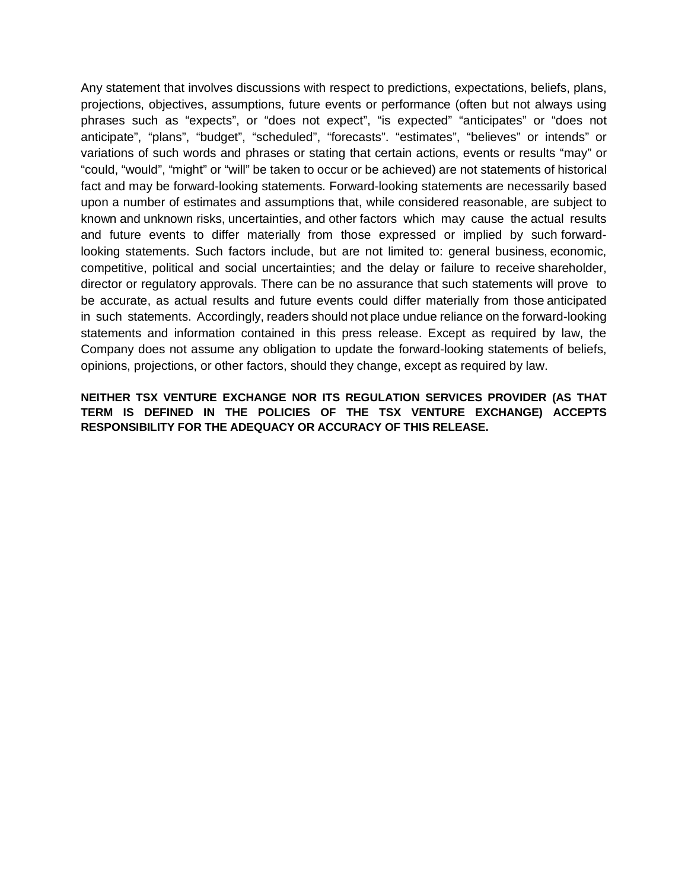Any statement that involves discussions with respect to predictions, expectations, beliefs, plans, projections, objectives, assumptions, future events or performance (often but not always using phrases such as "expects", or "does not expect", "is expected" "anticipates" or "does not anticipate", "plans", "budget", "scheduled", "forecasts". "estimates", "believes" or intends" or variations of such words and phrases or stating that certain actions, events or results "may" or "could, "would", "might" or "will" be taken to occur or be achieved) are not statements of historical fact and may be forward-looking statements. Forward-looking statements are necessarily based upon a number of estimates and assumptions that, while considered reasonable, are subject to known and unknown risks, uncertainties, and other factors which may cause the actual results and future events to differ materially from those expressed or implied by such forward-looking statements. Such factors include, but are not limited to: general business, economic, competitive, political and social uncertainties; and the delay or failure to receive shareholder, director or regulatory approvals. There can be no assurance that such statements will prove to be accurate, as actual results and future events could differ materially from those anticipated in such statements. Accordingly, readers should not place undue reliance on the forward-looking statements and information contained in this press release. Except as required by law, the Company does not assume any obligation to update the forward-looking statements of beliefs, opinions, projections, or other factors, should they change, except as required by law.

**NEITHER TSX VENTURE EXCHANGE NOR ITS REGULATION SERVICES PROVIDER (AS THAT TERM IS DEFINED IN THE POLICIES OF THE TSX VENTURE EXCHANGE) ACCEPTS RESPONSIBILITY FOR THE ADEQUACY OR ACCURACY OF THIS RELEASE.**